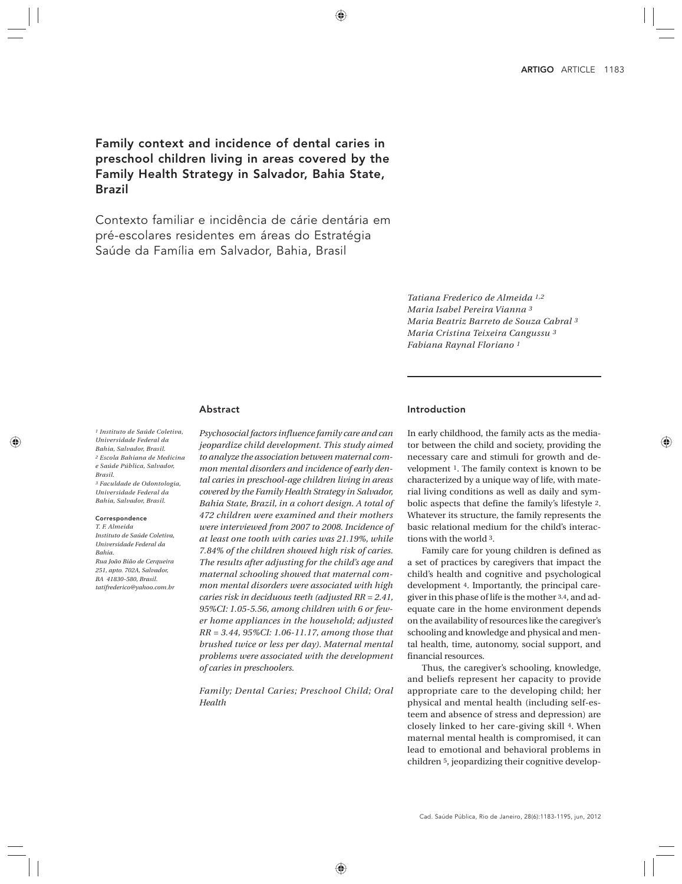# Family context and incidence of dental caries in preschool children living in areas covered by the Family Health Strategy in Salvador, Bahia State, Brazil

Contexto familiar e incidência de cárie dentária em pré-escolares residentes em áreas do Estratégia Saúde da Família em Salvador, Bahia, Brasil

*Tatiana Frederico de Almeida [1,2]*
*Maria Isabel Pereira Vianna [3]*
*Maria Beatriz Barreto de Souza Cabral [3]*
*Maria Cristina Teixeira Cangussu [3]*
*Fabiana Raynal Floriano [1]*

*[1] Instituto de Saúde Coletiva, Universidade Federal da Bahia, Salvador, Brasil.*
*[2] Escola Bahiana de Medicina e Saúde Pública, Salvador, Brasil.*
*[3] Faculdade de Odontologia, Universidade Federal da Bahia, Salvador, Brasil.*

**Correspondence**
*T. F. Almeida*
*Instituto de Saúde Coletiva, Universidade Federal da Bahia.*
*Rua João Bião de Cerqueira 251, apto. 702A, Salvador, BA 41830-580, Brasil.*
*tatifrederico@yahoo.com.br*

## Abstract

*Psychosocial factors influence family care and can jeopardize child development. This study aimed to analyze the association between maternal common mental disorders and incidence of early dental caries in preschool-age children living in areas covered by the Family Health Strategy in Salvador, Bahia State, Brazil, in a cohort design. A total of 472 children were examined and their mothers were interviewed from 2007 to 2008. Incidence of at least one tooth with caries was 21.19%, while 7.84% of the children showed high risk of caries. The results after adjusting for the child's age and maternal schooling showed that maternal common mental disorders were associated with high caries risk in deciduous teeth (adjusted RR = 2.41, 95%CI: 1.05-5.56, among children with 6 or fewer home appliances in the household; adjusted RR = 3.44, 95%CI: 1.06-11.17, among those that brushed twice or less per day). Maternal mental problems were associated with the development of caries in preschoolers.*

*Family; Dental Caries; Preschool Child; Oral Health*

## Introduction

In early childhood, the family acts as the mediator between the child and society, providing the necessary care and stimuli for growth and development [1]. The family context is known to be characterized by a unique way of life, with material living conditions as well as daily and symbolic aspects that define the family's lifestyle [2]. Whatever its structure, the family represents the basic relational medium for the child's interactions with the world [3].

Family care for young children is defined as a set of practices by caregivers that impact the child's health and cognitive and psychological development [4]. Importantly, the principal caregiver in this phase of life is the mother [3,4], and adequate care in the home environment depends on the availability of resources like the caregiver's schooling and knowledge and physical and mental health, time, autonomy, social support, and financial resources.

Thus, the caregiver's schooling, knowledge, and beliefs represent her capacity to provide appropriate care to the developing child; her physical and mental health (including self-esteem and absence of stress and depression) are closely linked to her care-giving skill [4]. When maternal mental health is compromised, it can lead to emotional and behavioral problems in children [5], jeopardizing their cognitive develop-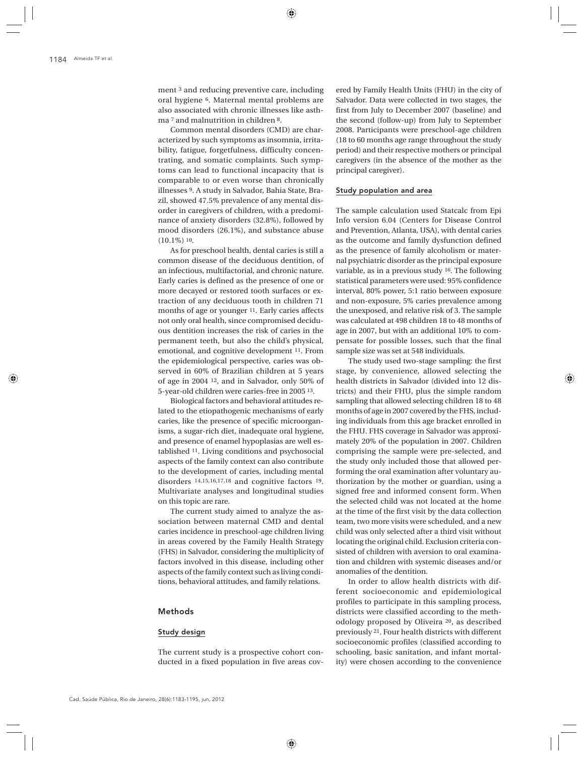ment [3] and reducing preventive care, including oral hygiene [6]. Maternal mental problems are also associated with chronic illnesses like asthma [7] and malnutrition in children [8].

Common mental disorders (CMD) are characterized by such symptoms as insomnia, irritability, fatigue, forgetfulness, difficulty concentrating, and somatic complaints. Such symptoms can lead to functional incapacity that is comparable to or even worse than chronically illnesses [9]. A study in Salvador, Bahia State, Brazil, showed 47.5% prevalence of any mental disorder in caregivers of children, with a predominance of anxiety disorders (32.8%), followed by mood disorders (26.1%), and substance abuse (10.1%) [10].

As for preschool health, dental caries is still a common disease of the deciduous dentition, of an infectious, multifactorial, and chronic nature. Early caries is defined as the presence of one or more decayed or restored tooth surfaces or extraction of any deciduous tooth in children 71 months of age or younger [11]. Early caries affects not only oral health, since compromised deciduous dentition increases the risk of caries in the permanent teeth, but also the child's physical, emotional, and cognitive development [11]. From the epidemiological perspective, caries was observed in 60% of Brazilian children at 5 years of age in 2004 [12], and in Salvador, only 50% of 5-year-old children were caries-free in 2005 [13].

Biological factors and behavioral attitudes related to the etiopathogenic mechanisms of early caries, like the presence of specific microorganisms, a sugar-rich diet, inadequate oral hygiene, and presence of enamel hypoplasias are well established [11]. Living conditions and psychosocial aspects of the family context can also contribute to the development of caries, including mental disorders [14,15,16,17,18] and cognitive factors [19]. Multivariate analyses and longitudinal studies on this topic are rare.

The current study aimed to analyze the association between maternal CMD and dental caries incidence in preschool-age children living in areas covered by the Family Health Strategy (FHS) in Salvador, considering the multiplicity of factors involved in this disease, including other aspects of the family context such as living conditions, behavioral attitudes, and family relations.

## Methods

### Study design

The current study is a prospective cohort conducted in a fixed population in five areas covered by Family Health Units (FHU) in the city of Salvador. Data were collected in two stages, the first from July to December 2007 (baseline) and the second (follow-up) from July to September 2008. Participants were preschool-age children (18 to 60 months age range throughout the study period) and their respective mothers or principal caregivers (in the absence of the mother as the principal caregiver).

### Study population and area

The sample calculation used Statcalc from Epi Info version 6.04 (Centers for Disease Control and Prevention, Atlanta, USA), with dental caries as the outcome and family dysfunction defined as the presence of family alcoholism or maternal psychiatric disorder as the principal exposure variable, as in a previous study [16]. The following statistical parameters were used: 95% confidence interval, 80% power, 5:1 ratio between exposure and non-exposure, 5% caries prevalence among the unexposed, and relative risk of 3. The sample was calculated at 498 children 18 to 48 months of age in 2007, but with an additional 10% to compensate for possible losses, such that the final sample size was set at 548 individuals.

The study used two-stage sampling: the first stage, by convenience, allowed selecting the health districts in Salvador (divided into 12 districts) and their FHU, plus the simple random sampling that allowed selecting children 18 to 48 months of age in 2007 covered by the FHS, including individuals from this age bracket enrolled in the FHU. FHS coverage in Salvador was approximately 20% of the population in 2007. Children comprising the sample were pre-selected, and the study only included those that allowed performing the oral examination after voluntary authorization by the mother or guardian, using a signed free and informed consent form. When the selected child was not located at the home at the time of the first visit by the data collection team, two more visits were scheduled, and a new child was only selected after a third visit without locating the original child. Exclusion criteria consisted of children with aversion to oral examination and children with systemic diseases and/or anomalies of the dentition.

In order to allow health districts with different socioeconomic and epidemiological profiles to participate in this sampling process, districts were classified according to the methodology proposed by Oliveira [20], as described previously [21]. Four health districts with different socioeconomic profiles (classified according to schooling, basic sanitation, and infant mortality) were chosen according to the convenience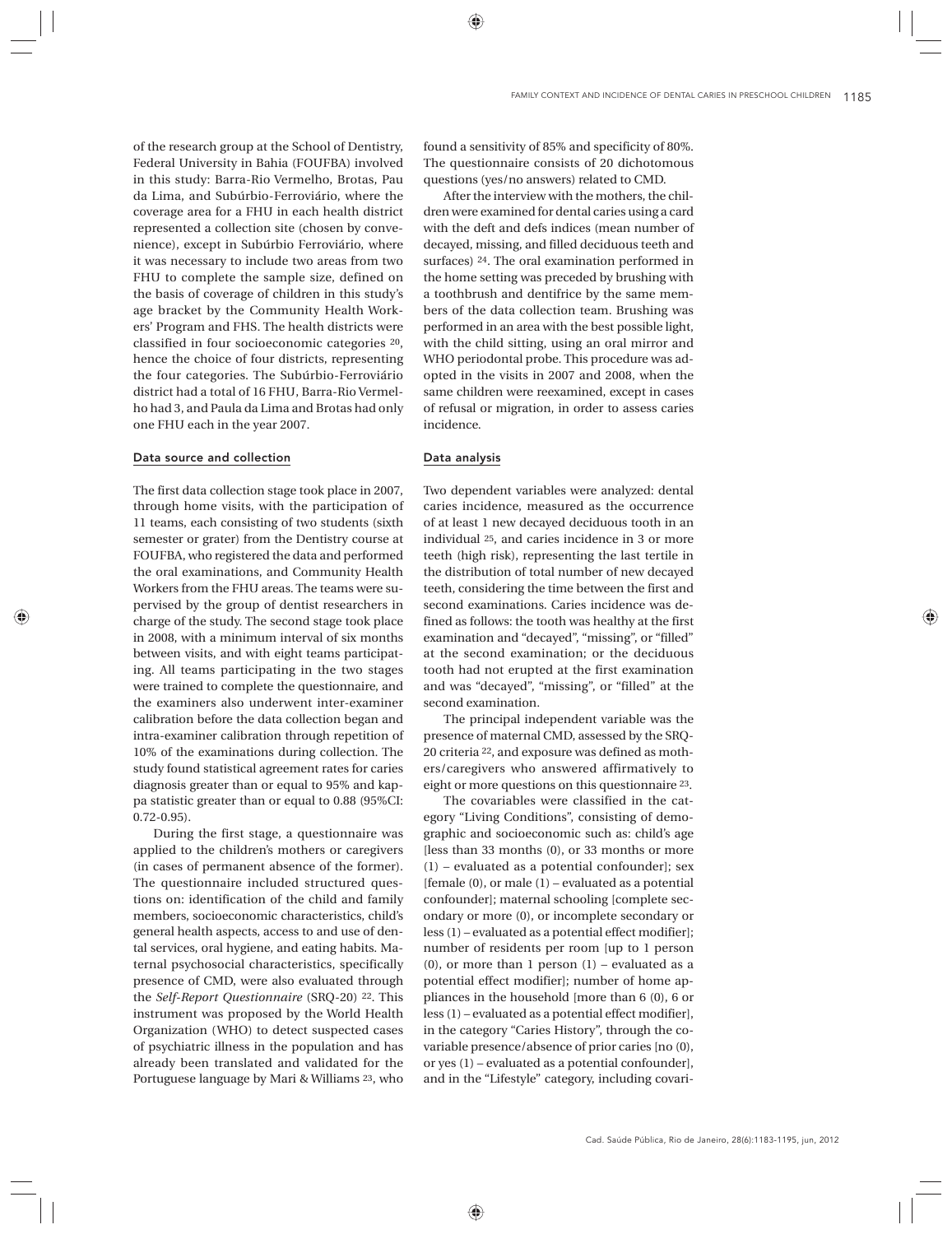of the research group at the School of Dentistry, Federal University in Bahia (FOUFBA) involved in this study: Barra-Rio Vermelho, Brotas, Pau da Lima, and Subúrbio-Ferroviário, where the coverage area for a FHU in each health district represented a collection site (chosen by convenience), except in Subúrbio Ferroviário, where it was necessary to include two areas from two FHU to complete the sample size, defined on the basis of coverage of children in this study's age bracket by the Community Health Workers' Program and FHS. The health districts were classified in four socioeconomic categories [20], hence the choice of four districts, representing the four categories. The Subúrbio-Ferroviário district had a total of 16 FHU, Barra-Rio Vermelho had 3, and Paula da Lima and Brotas had only one FHU each in the year 2007.

### Data source and collection

The first data collection stage took place in 2007, through home visits, with the participation of 11 teams, each consisting of two students (sixth semester or grater) from the Dentistry course at FOUFBA, who registered the data and performed the oral examinations, and Community Health Workers from the FHU areas. The teams were supervised by the group of dentist researchers in charge of the study. The second stage took place in 2008, with a minimum interval of six months between visits, and with eight teams participating. All teams participating in the two stages were trained to complete the questionnaire, and the examiners also underwent inter-examiner calibration before the data collection began and intra-examiner calibration through repetition of 10% of the examinations during collection. The study found statistical agreement rates for caries diagnosis greater than or equal to 95% and kappa statistic greater than or equal to 0.88 (95%CI: 0.72-0.95).

During the first stage, a questionnaire was applied to the children's mothers or caregivers (in cases of permanent absence of the former). The questionnaire included structured questions on: identification of the child and family members, socioeconomic characteristics, child's general health aspects, access to and use of dental services, oral hygiene, and eating habits. Maternal psychosocial characteristics, specifically presence of CMD, were also evaluated through the *Self-Report Questionnaire* (SRQ-20) [22]. This instrument was proposed by the World Health Organization (WHO) to detect suspected cases of psychiatric illness in the population and has already been translated and validated for the Portuguese language by Mari & Williams [23], who found a sensitivity of 85% and specificity of 80%. The questionnaire consists of 20 dichotomous questions (yes/no answers) related to CMD.

After the interview with the mothers, the children were examined for dental caries using a card with the deft and defs indices (mean number of decayed, missing, and filled deciduous teeth and surfaces) [24]. The oral examination performed in the home setting was preceded by brushing with a toothbrush and dentifrice by the same members of the data collection team. Brushing was performed in an area with the best possible light, with the child sitting, using an oral mirror and WHO periodontal probe. This procedure was adopted in the visits in 2007 and 2008, when the same children were reexamined, except in cases of refusal or migration, in order to assess caries incidence.

### Data analysis

Two dependent variables were analyzed: dental caries incidence, measured as the occurrence of at least 1 new decayed deciduous tooth in an individual [25], and caries incidence in 3 or more teeth (high risk), representing the last tertile in the distribution of total number of new decayed teeth, considering the time between the first and second examinations. Caries incidence was defined as follows: the tooth was healthy at the first examination and "decayed", "missing", or "filled" at the second examination; or the deciduous tooth had not erupted at the first examination and was "decayed", "missing", or "filled" at the second examination.

The principal independent variable was the presence of maternal CMD, assessed by the SRQ-20 criteria [22], and exposure was defined as mothers/caregivers who answered affirmatively to eight or more questions on this questionnaire [23].

The covariables were classified in the category "Living Conditions", consisting of demographic and socioeconomic such as: child's age [less than 33 months (0), or 33 months or more (1) – evaluated as a potential confounder]; sex [female (0), or male (1) – evaluated as a potential confounder]; maternal schooling [complete secondary or more (0), or incomplete secondary or less (1) – evaluated as a potential effect modifier]; number of residents per room [up to 1 person (0), or more than 1 person (1) – evaluated as a potential effect modifier]; number of home appliances in the household [more than 6 (0), 6 or less (1) – evaluated as a potential effect modifier], in the category "Caries History", through the covariable presence/absence of prior caries [no (0), or yes (1) – evaluated as a potential confounder], and in the "Lifestyle" category, including covari-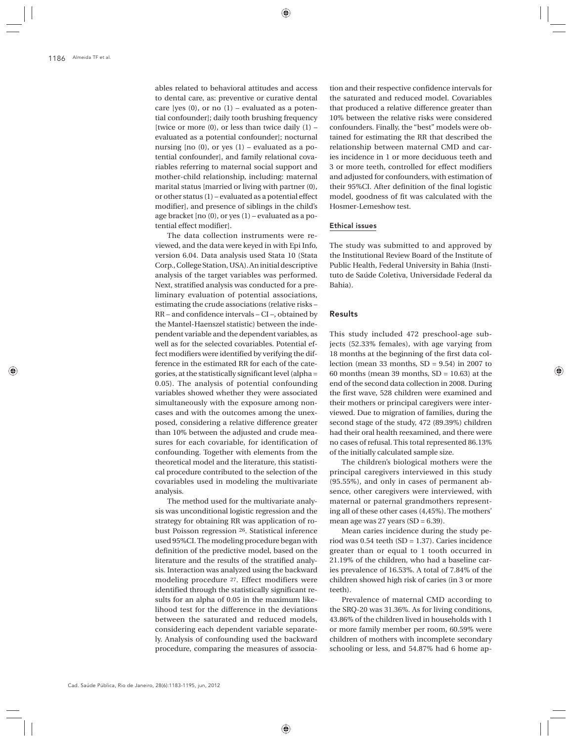ables related to behavioral attitudes and access to dental care, as: preventive or curative dental care [yes (0), or no (1) – evaluated as a potential confounder]; daily tooth brushing frequency [twice or more (0), or less than twice daily (1) – evaluated as a potential confounder]; nocturnal nursing [no (0), or yes (1) – evaluated as a potential confounder], and family relational covariables referring to maternal social support and mother-child relationship, including: maternal marital status [married or living with partner (0), or other status (1) – evaluated as a potential effect modifier], and presence of siblings in the child's age bracket [no (0), or yes (1) – evaluated as a potential effect modifier].

The data collection instruments were reviewed, and the data were keyed in with Epi Info, version 6.04. Data analysis used Stata 10 (Stata Corp., College Station, USA). An initial descriptive analysis of the target variables was performed. Next, stratified analysis was conducted for a preliminary evaluation of potential associations, estimating the crude associations (relative risks – RR – and confidence intervals – CI –, obtained by the Mantel-Haenszel statistic) between the independent variable and the dependent variables, as well as for the selected covariables. Potential effect modifiers were identified by verifying the difference in the estimated RR for each of the categories, at the statistically significant level (alpha = 0.05). The analysis of potential confounding variables showed whether they were associated simultaneously with the exposure among noncases and with the outcomes among the unexposed, considering a relative difference greater than 10% between the adjusted and crude measures for each covariable, for identification of confounding. Together with elements from the theoretical model and the literature, this statistical procedure contributed to the selection of the covariables used in modeling the multivariate analysis.

The method used for the multivariate analysis was unconditional logistic regression and the strategy for obtaining RR was application of robust Poisson regression [26]. Statistical inference used 95%CI. The modeling procedure began with definition of the predictive model, based on the literature and the results of the stratified analysis. Interaction was analyzed using the backward modeling procedure [27]. Effect modifiers were identified through the statistically significant results for an alpha of 0.05 in the maximum likelihood test for the difference in the deviations between the saturated and reduced models, considering each dependent variable separately. Analysis of confounding used the backward procedure, comparing the measures of association and their respective confidence intervals for the saturated and reduced model. Covariables that produced a relative difference greater than 10% between the relative risks were considered confounders. Finally, the "best" models were obtained for estimating the RR that described the relationship between maternal CMD and caries incidence in 1 or more deciduous teeth and 3 or more teeth, controlled for effect modifiers and adjusted for confounders, with estimation of their 95%CI. After definition of the final logistic model, goodness of fit was calculated with the Hosmer-Lemeshow test.

### Ethical issues

The study was submitted to and approved by the Institutional Review Board of the Institute of Public Health, Federal University in Bahia (Instituto de Saúde Coletiva, Universidade Federal da Bahia).

## Results

This study included 472 preschool-age subjects (52.33% females), with age varying from 18 months at the beginning of the first data collection (mean 33 months, SD = 9.54) in 2007 to 60 months (mean 39 months, SD = 10.63) at the end of the second data collection in 2008. During the first wave, 528 children were examined and their mothers or principal caregivers were interviewed. Due to migration of families, during the second stage of the study, 472 (89.39%) children had their oral health reexamined, and there were no cases of refusal. This total represented 86.13% of the initially calculated sample size.

The children's biological mothers were the principal caregivers interviewed in this study (95.55%), and only in cases of permanent absence, other caregivers were interviewed, with maternal or paternal grandmothers representing all of these other cases (4,45%). The mothers' mean age was 27 years (SD = 6.39).

Mean caries incidence during the study period was 0.54 teeth (SD = 1.37). Caries incidence greater than or equal to 1 tooth occurred in 21.19% of the children, who had a baseline caries prevalence of 16.53%. A total of 7.84% of the children showed high risk of caries (in 3 or more teeth).

Prevalence of maternal CMD according to the SRQ-20 was 31.36%. As for living conditions, 43.86% of the children lived in households with 1 or more family member per room, 60.59% were children of mothers with incomplete secondary schooling or less, and 54.87% had 6 home ap-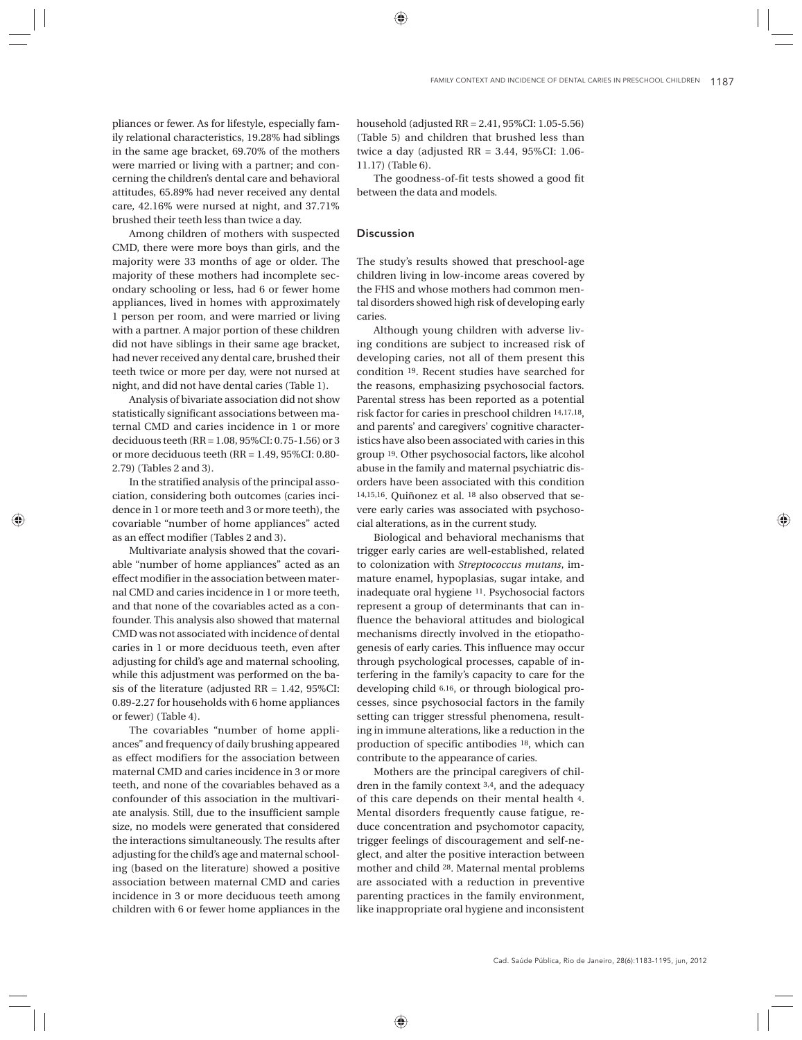pliances or fewer. As for lifestyle, especially family relational characteristics, 19.28% had siblings in the same age bracket, 69.70% of the mothers were married or living with a partner; and concerning the children's dental care and behavioral attitudes, 65.89% had never received any dental care, 42.16% were nursed at night, and 37.71% brushed their teeth less than twice a day.

Among children of mothers with suspected CMD, there were more boys than girls, and the majority were 33 months of age or older. The majority of these mothers had incomplete secondary schooling or less, had 6 or fewer home appliances, lived in homes with approximately 1 person per room, and were married or living with a partner. A major portion of these children did not have siblings in their same age bracket, had never received any dental care, brushed their teeth twice or more per day, were not nursed at night, and did not have dental caries (Table 1).

Analysis of bivariate association did not show statistically significant associations between maternal CMD and caries incidence in 1 or more deciduous teeth (RR = 1.08, 95%CI: 0.75-1.56) or 3 or more deciduous teeth (RR = 1.49, 95%CI: 0.80-2.79) (Tables 2 and 3).

In the stratified analysis of the principal association, considering both outcomes (caries incidence in 1 or more teeth and 3 or more teeth), the covariable "number of home appliances" acted as an effect modifier (Tables 2 and 3).

Multivariate analysis showed that the covariable "number of home appliances" acted as an effect modifier in the association between maternal CMD and caries incidence in 1 or more teeth, and that none of the covariables acted as a confounder. This analysis also showed that maternal CMD was not associated with incidence of dental caries in 1 or more deciduous teeth, even after adjusting for child's age and maternal schooling, while this adjustment was performed on the basis of the literature (adjusted RR = 1.42, 95%CI: 0.89-2.27 for households with 6 home appliances or fewer) (Table 4).

The covariables "number of home appliances" and frequency of daily brushing appeared as effect modifiers for the association between maternal CMD and caries incidence in 3 or more teeth, and none of the covariables behaved as a confounder of this association in the multivariate analysis. Still, due to the insufficient sample size, no models were generated that considered the interactions simultaneously. The results after adjusting for the child's age and maternal schooling (based on the literature) showed a positive association between maternal CMD and caries incidence in 3 or more deciduous teeth among children with 6 or fewer home appliances in the household (adjusted RR = 2.41, 95%CI: 1.05-5.56) (Table 5) and children that brushed less than twice a day (adjusted RR = 3.44, 95%CI: 1.06-11.17) (Table 6).

The goodness-of-fit tests showed a good fit between the data and models.

## Discussion

The study's results showed that preschool-age children living in low-income areas covered by the FHS and whose mothers had common mental disorders showed high risk of developing early caries.

Although young children with adverse living conditions are subject to increased risk of developing caries, not all of them present this condition [19]. Recent studies have searched for the reasons, emphasizing psychosocial factors. Parental stress has been reported as a potential risk factor for caries in preschool children [14,17,18], and parents' and caregivers' cognitive characteristics have also been associated with caries in this group [19]. Other psychosocial factors, like alcohol abuse in the family and maternal psychiatric disorders have been associated with this condition [14,15,16]. Quiñonez et al. [18] also observed that severe early caries was associated with psychosocial alterations, as in the current study.

Biological and behavioral mechanisms that trigger early caries are well-established, related to colonization with *Streptococcus mutans*, immature enamel, hypoplasias, sugar intake, and inadequate oral hygiene [11]. Psychosocial factors represent a group of determinants that can influence the behavioral attitudes and biological mechanisms directly involved in the etiopathogenesis of early caries. This influence may occur through psychological processes, capable of interfering in the family's capacity to care for the developing child [6,16], or through biological processes, since psychosocial factors in the family setting can trigger stressful phenomena, resulting in immune alterations, like a reduction in the production of specific antibodies [18], which can contribute to the appearance of caries.

Mothers are the principal caregivers of children in the family context [3,4], and the adequacy of this care depends on their mental health [4]. Mental disorders frequently cause fatigue, reduce concentration and psychomotor capacity, trigger feelings of discouragement and self-neglect, and alter the positive interaction between mother and child [28]. Maternal mental problems are associated with a reduction in preventive parenting practices in the family environment, like inappropriate oral hygiene and inconsistent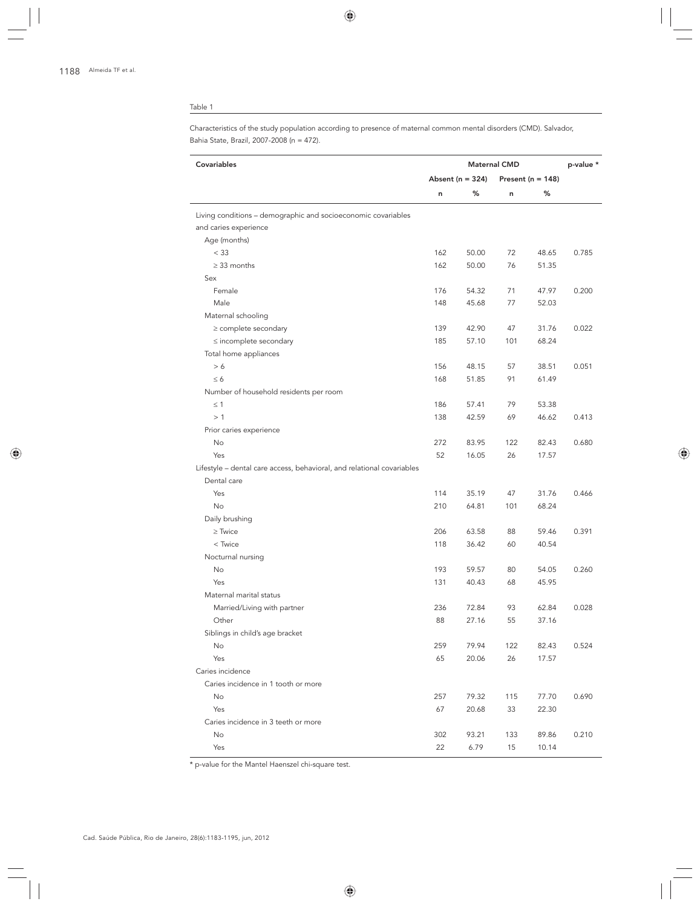Table 1

Characteristics of the study population according to presence of maternal common mental disorders (CMD). Salvador, Bahia State, Brazil, 2007-2008 (n = 472).

| Covariables | Maternal CMD | | | | p-value * |
|---|---|---|---|---|---|
| | Absent (n = 324) | | Present (n = 148) | | |
| | n | % | n | % | |
| Living conditions – demographic and socioeconomic covariables and caries experience | | | | | |
| Age (months) | | | | | |
| < 33 | 162 | 50.00 | 72 | 48.65 | 0.785 |
| ≥ 33 months | 162 | 50.00 | 76 | 51.35 | |
| Sex | | | | | |
| Female | 176 | 54.32 | 71 | 47.97 | 0.200 |
| Male | 148 | 45.68 | 77 | 52.03 | |
| Maternal schooling | | | | | |
| ≥ complete secondary | 139 | 42.90 | 47 | 31.76 | 0.022 |
| ≤ incomplete secondary | 185 | 57.10 | 101 | 68.24 | |
| Total home appliances | | | | | |
| > 6 | 156 | 48.15 | 57 | 38.51 | 0.051 |
| ≤ 6 | 168 | 51.85 | 91 | 61.49 | |
| Number of household residents per room | | | | | |
| ≤ 1 | 186 | 57.41 | 79 | 53.38 | |
| > 1 | 138 | 42.59 | 69 | 46.62 | 0.413 |
| Prior caries experience | | | | | |
| No | 272 | 83.95 | 122 | 82.43 | 0.680 |
| Yes | 52 | 16.05 | 26 | 17.57 | |
| Lifestyle – dental care access, behavioral, and relational covariables | | | | | |
| Dental care | | | | | |
| Yes | 114 | 35.19 | 47 | 31.76 | 0.466 |
| No | 210 | 64.81 | 101 | 68.24 | |
| Daily brushing | | | | | |
| ≥ Twice | 206 | 63.58 | 88 | 59.46 | 0.391 |
| < Twice | 118 | 36.42 | 60 | 40.54 | |
| Nocturnal nursing | | | | | |
| No | 193 | 59.57 | 80 | 54.05 | 0.260 |
| Yes | 131 | 40.43 | 68 | 45.95 | |
| Maternal marital status | | | | | |
| Married/Living with partner | 236 | 72.84 | 93 | 62.84 | 0.028 |
| Other | 88 | 27.16 | 55 | 37.16 | |
| Siblings in child's age bracket | | | | | |
| No | 259 | 79.94 | 122 | 82.43 | 0.524 |
| Yes | 65 | 20.06 | 26 | 17.57 | |
| Caries incidence | | | | | |
| Caries incidence in 1 tooth or more | | | | | |
| No | 257 | 79.32 | 115 | 77.70 | 0.690 |
| Yes | 67 | 20.68 | 33 | 22.30 | |
| Caries incidence in 3 teeth or more | | | | | |
| No | 302 | 93.21 | 133 | 89.86 | 0.210 |
| Yes | 22 | 6.79 | 15 | 10.14 | |

* p-value for the Mantel Haenszel chi-square test.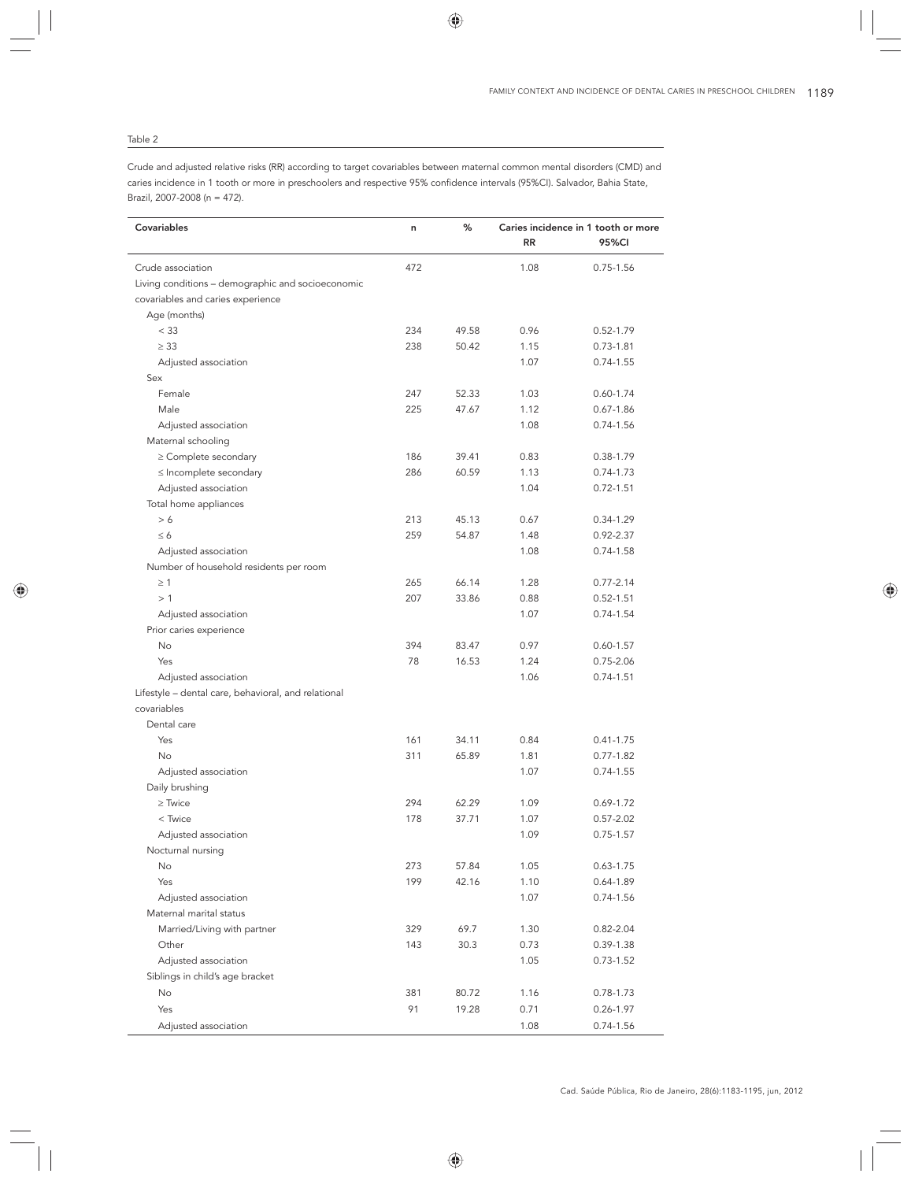Table 2

Crude and adjusted relative risks (RR) according to target covariables between maternal common mental disorders (CMD) and caries incidence in 1 tooth or more in preschoolers and respective 95% confidence intervals (95%CI). Salvador, Bahia State, Brazil, 2007-2008 (n = 472).

| Covariables | n | % | Caries incidence in 1 tooth or more | |
|---|---|---|---|---|
| | | | RR | 95%CI |
| Crude association | 472 | | 1.08 | 0.75-1.56 |
| Living conditions – demographic and socioeconomic covariables and caries experience | | | | |
| Age (months) | | | | |
| < 33 | 234 | 49.58 | 0.96 | 0.52-1.79 |
| ≥ 33 | 238 | 50.42 | 1.15 | 0.73-1.81 |
| Adjusted association | | | 1.07 | 0.74-1.55 |
| Sex | | | | |
| Female | 247 | 52.33 | 1.03 | 0.60-1.74 |
| Male | 225 | 47.67 | 1.12 | 0.67-1.86 |
| Adjusted association | | | 1.08 | 0.74-1.56 |
| Maternal schooling | | | | |
| ≥ Complete secondary | 186 | 39.41 | 0.83 | 0.38-1.79 |
| ≤ Incomplete secondary | 286 | 60.59 | 1.13 | 0.74-1.73 |
| Adjusted association | | | 1.04 | 0.72-1.51 |
| Total home appliances | | | | |
| > 6 | 213 | 45.13 | 0.67 | 0.34-1.29 |
| ≤ 6 | 259 | 54.87 | 1.48 | 0.92-2.37 |
| Adjusted association | | | 1.08 | 0.74-1.58 |
| Number of household residents per room | | | | |
| ≥ 1 | 265 | 66.14 | 1.28 | 0.77-2.14 |
| > 1 | 207 | 33.86 | 0.88 | 0.52-1.51 |
| Adjusted association | | | 1.07 | 0.74-1.54 |
| Prior caries experience | | | | |
| No | 394 | 83.47 | 0.97 | 0.60-1.57 |
| Yes | 78 | 16.53 | 1.24 | 0.75-2.06 |
| Adjusted association | | | 1.06 | 0.74-1.51 |
| Lifestyle – dental care, behavioral, and relational covariables | | | | |
| Dental care | | | | |
| Yes | 161 | 34.11 | 0.84 | 0.41-1.75 |
| No | 311 | 65.89 | 1.81 | 0.77-1.82 |
| Adjusted association | | | 1.07 | 0.74-1.55 |
| Daily brushing | | | | |
| ≥ Twice | 294 | 62.29 | 1.09 | 0.69-1.72 |
| < Twice | 178 | 37.71 | 1.07 | 0.57-2.02 |
| Adjusted association | | | 1.09 | 0.75-1.57 |
| Nocturnal nursing | | | | |
| No | 273 | 57.84 | 1.05 | 0.63-1.75 |
| Yes | 199 | 42.16 | 1.10 | 0.64-1.89 |
| Adjusted association | | | 1.07 | 0.74-1.56 |
| Maternal marital status | | | | |
| Married/Living with partner | 329 | 69.7 | 1.30 | 0.82-2.04 |
| Other | 143 | 30.3 | 0.73 | 0.39-1.38 |
| Adjusted association | | | 1.05 | 0.73-1.52 |
| Siblings in child's age bracket | | | | |
| No | 381 | 80.72 | 1.16 | 0.78-1.73 |
| Yes | 91 | 19.28 | 0.71 | 0.26-1.97 |
| Adjusted association | | | 1.08 | 0.74-1.56 |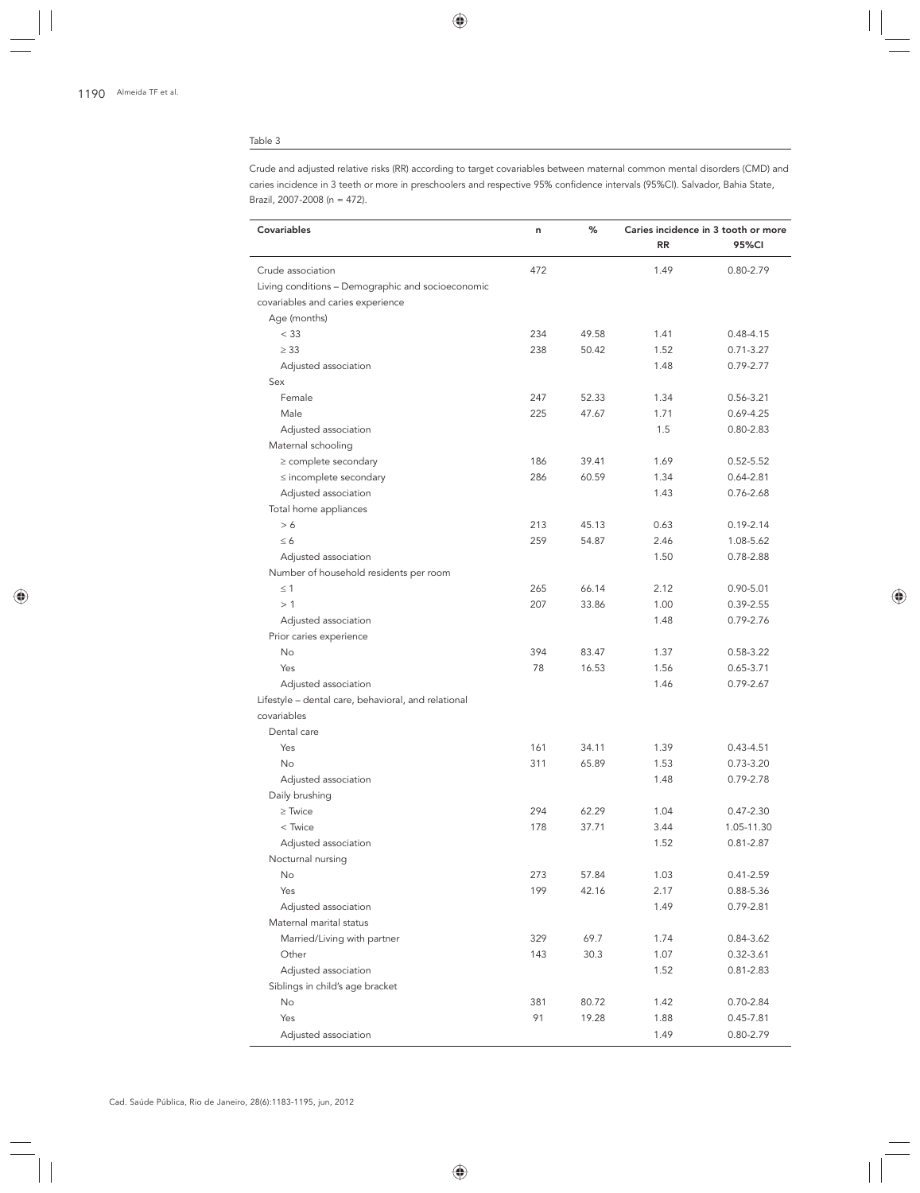Table 3

Crude and adjusted relative risks (RR) according to target covariables between maternal common mental disorders (CMD) and caries incidence in 3 teeth or more in preschoolers and respective 95% confidence intervals (95%CI). Salvador, Bahia State, Brazil, 2007-2008 (n = 472).

| Covariables | n | % | Caries incidence in 3 tooth or more | |
|---|---|---|---|---|
| | | | RR | 95%CI |
| Crude association | 472 | | 1.49 | 0.80-2.79 |
| Living conditions – Demographic and socioeconomic covariables and caries experience | | | | |
| Age (months) | | | | |
| < 33 | 234 | 49.58 | 1.41 | 0.48-4.15 |
| ≥ 33 | 238 | 50.42 | 1.52 | 0.71-3.27 |
| Adjusted association | | | 1.48 | 0.79-2.77 |
| Sex | | | | |
| Female | 247 | 52.33 | 1.34 | 0.56-3.21 |
| Male | 225 | 47.67 | 1.71 | 0.69-4.25 |
| Adjusted association | | | 1.5 | 0.80-2.83 |
| Maternal schooling | | | | |
| ≥ complete secondary | 186 | 39.41 | 1.69 | 0.52-5.52 |
| ≤ incomplete secondary | 286 | 60.59 | 1.34 | 0.64-2.81 |
| Adjusted association | | | 1.43 | 0.76-2.68 |
| Total home appliances | | | | |
| > 6 | 213 | 45.13 | 0.63 | 0.19-2.14 |
| ≤ 6 | 259 | 54.87 | 2.46 | 1.08-5.62 |
| Adjusted association | | | 1.50 | 0.78-2.88 |
| Number of household residents per room | | | | |
| ≤ 1 | 265 | 66.14 | 2.12 | 0.90-5.01 |
| > 1 | 207 | 33.86 | 1.00 | 0.39-2.55 |
| Adjusted association | | | 1.48 | 0.79-2.76 |
| Prior caries experience | | | | |
| No | 394 | 83.47 | 1.37 | 0.58-3.22 |
| Yes | 78 | 16.53 | 1.56 | 0.65-3.71 |
| Adjusted association | | | 1.46 | 0.79-2.67 |
| Lifestyle – dental care, behavioral, and relational covariables | | | | |
| Dental care | | | | |
| Yes | 161 | 34.11 | 1.39 | 0.43-4.51 |
| No | 311 | 65.89 | 1.53 | 0.73-3.20 |
| Adjusted association | | | 1.48 | 0.79-2.78 |
| Daily brushing | | | | |
| ≥ Twice | 294 | 62.29 | 1.04 | 0.47-2.30 |
| < Twice | 178 | 37.71 | 3.44 | 1.05-11.30 |
| Adjusted association | | | 1.52 | 0.81-2.87 |
| Nocturnal nursing | | | | |
| No | 273 | 57.84 | 1.03 | 0.41-2.59 |
| Yes | 199 | 42.16 | 2.17 | 0.88-5.36 |
| Adjusted association | | | 1.49 | 0.79-2.81 |
| Maternal marital status | | | | |
| Married/Living with partner | 329 | 69.7 | 1.74 | 0.84-3.62 |
| Other | 143 | 30.3 | 1.07 | 0.32-3.61 |
| Adjusted association | | | 1.52 | 0.81-2.83 |
| Siblings in child's age bracket | | | | |
| No | 381 | 80.72 | 1.42 | 0.70-2.84 |
| Yes | 91 | 19.28 | 1.88 | 0.45-7.81 |
| Adjusted association | | | 1.49 | 0.80-2.79 |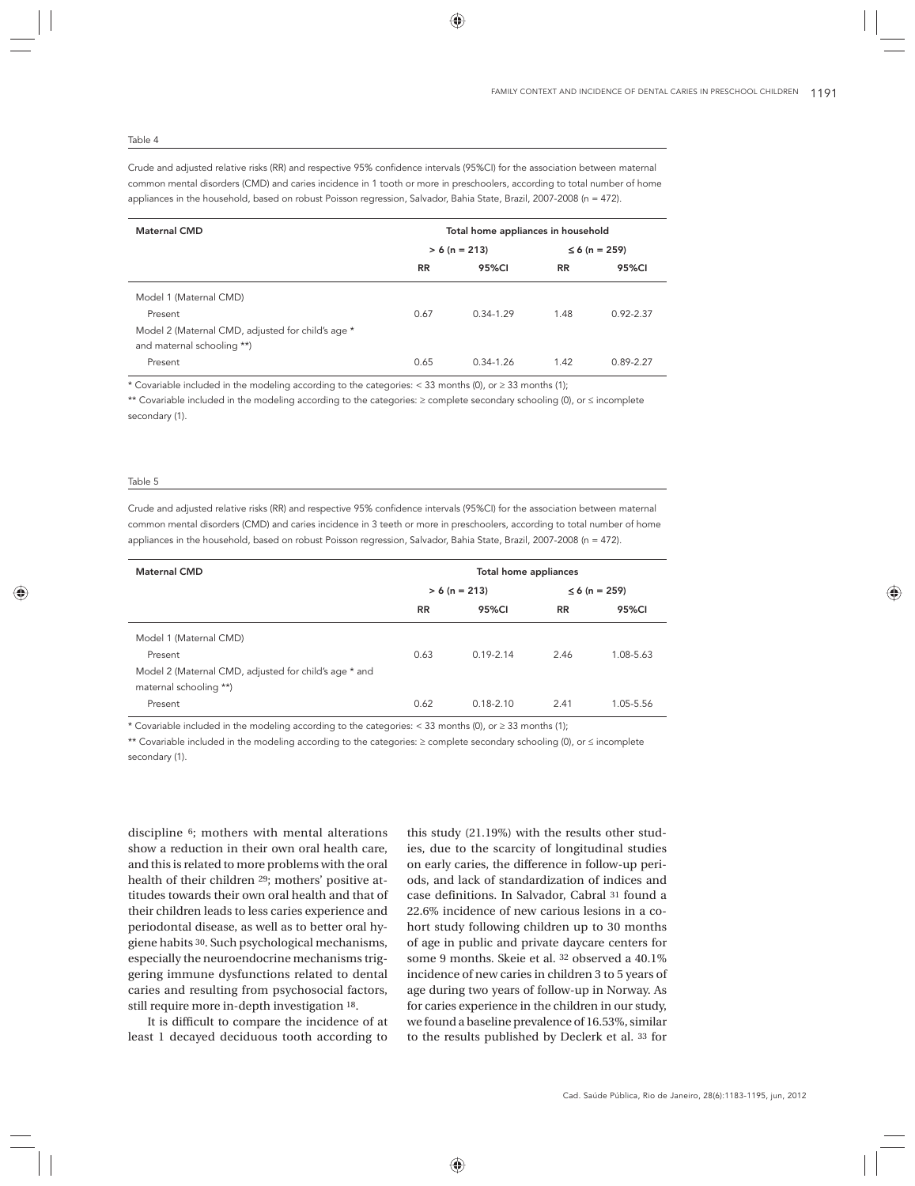Table 4

Crude and adjusted relative risks (RR) and respective 95% confidence intervals (95%CI) for the association between maternal common mental disorders (CMD) and caries incidence in 1 tooth or more in preschoolers, according to total number of home appliances in the household, based on robust Poisson regression, Salvador, Bahia State, Brazil, 2007-2008 (n = 472).

| Maternal CMD | Total home appliances in household | | | |
|---|---|---|---|---|
| | > 6 (n = 213) | | ≤ 6 (n = 259) | |
| | RR | 95%CI | RR | 95%CI |
| Model 1 (Maternal CMD) | | | | |
| Present | 0.67 | 0.34-1.29 | 1.48 | 0.92-2.37 |
| Model 2 (Maternal CMD, adjusted for child's age * and maternal schooling **) | | | | |
| Present | 0.65 | 0.34-1.26 | 1.42 | 0.89-2.27 |

* Covariable included in the modeling according to the categories: < 33 months (0), or ≥ 33 months (1);

** Covariable included in the modeling according to the categories: ≥ complete secondary schooling (0), or ≤ incomplete secondary (1).

Table 5

Crude and adjusted relative risks (RR) and respective 95% confidence intervals (95%CI) for the association between maternal common mental disorders (CMD) and caries incidence in 3 teeth or more in preschoolers, according to total number of home appliances in the household, based on robust Poisson regression, Salvador, Bahia State, Brazil, 2007-2008 (n = 472).

| Maternal CMD | Total home appliances | | | |
|---|---|---|---|---|
| | > 6 (n = 213) | | ≤ 6 (n = 259) | |
| | RR | 95%CI | RR | 95%CI |
| Model 1 (Maternal CMD) | | | | |
| Present | 0.63 | 0.19-2.14 | 2.46 | 1.08-5.63 |
| Model 2 (Maternal CMD, adjusted for child's age * and maternal schooling **) | | | | |
| Present | 0.62 | 0.18-2.10 | 2.41 | 1.05-5.56 |

* Covariable included in the modeling according to the categories: < 33 months (0), or ≥ 33 months (1);

** Covariable included in the modeling according to the categories: ≥ complete secondary schooling (0), or ≤ incomplete secondary (1).

discipline [6]; mothers with mental alterations show a reduction in their own oral health care, and this is related to more problems with the oral health of their children [29]; mothers' positive attitudes towards their own oral health and that of their children leads to less caries experience and periodontal disease, as well as to better oral hygiene habits [30]. Such psychological mechanisms, especially the neuroendocrine mechanisms triggering immune dysfunctions related to dental caries and resulting from psychosocial factors, still require more in-depth investigation [18].

It is difficult to compare the incidence of at least 1 decayed deciduous tooth according to this study (21.19%) with the results other studies, due to the scarcity of longitudinal studies on early caries, the difference in follow-up periods, and lack of standardization of indices and case definitions. In Salvador, Cabral [31] found a 22.6% incidence of new carious lesions in a cohort study following children up to 30 months of age in public and private daycare centers for some 9 months. Skeie et al. [32] observed a 40.1% incidence of new caries in children 3 to 5 years of age during two years of follow-up in Norway. As for caries experience in the children in our study, we found a baseline prevalence of 16.53%, similar to the results published by Declerk et al. [33] for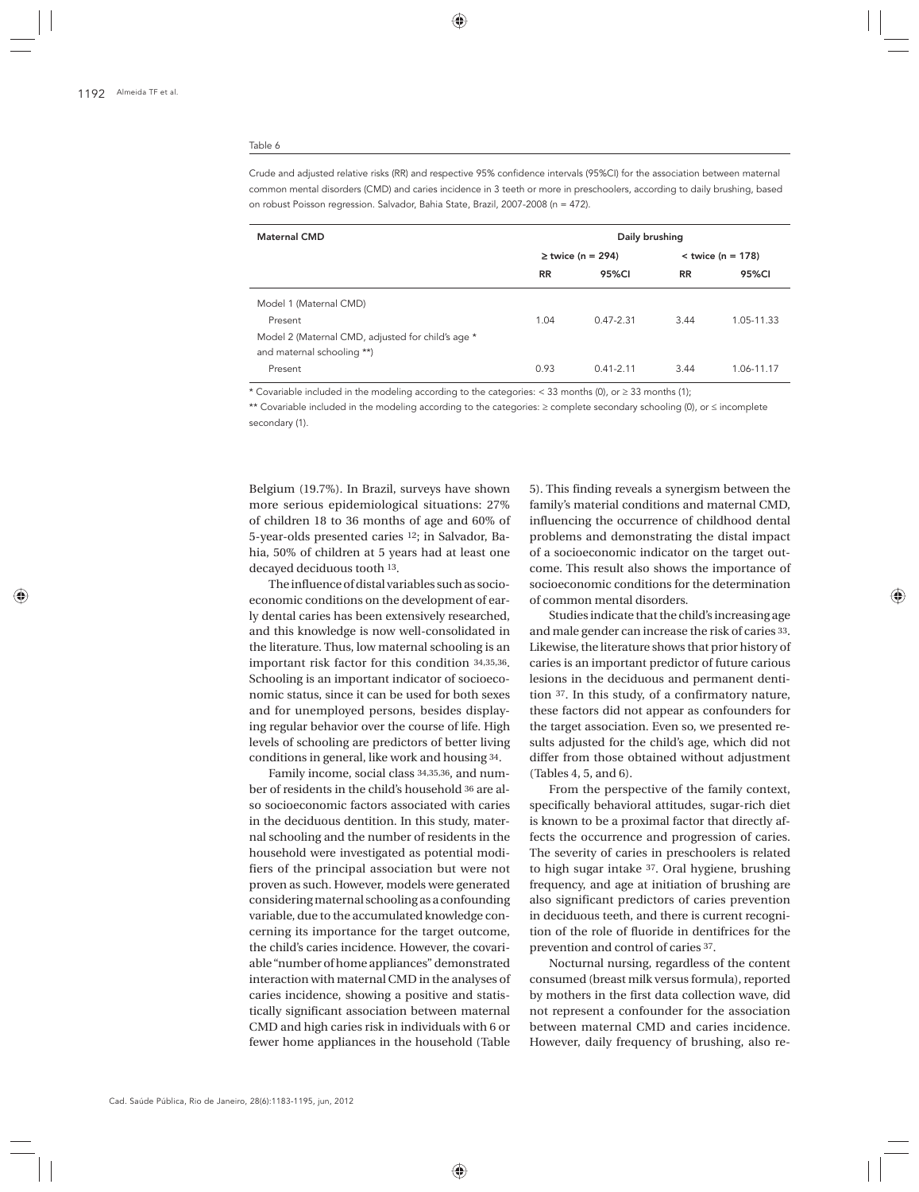Table 6

Crude and adjusted relative risks (RR) and respective 95% confidence intervals (95%CI) for the association between maternal common mental disorders (CMD) and caries incidence in 3 teeth or more in preschoolers, according to daily brushing, based on robust Poisson regression. Salvador, Bahia State, Brazil, 2007-2008 (n = 472).

| Maternal CMD | Daily brushing | | | |
|---|---|---|---|---|
| | ≥ twice (n = 294) | | < twice (n = 178) | |
| | RR | 95%CI | RR | 95%CI |
| Model 1 (Maternal CMD) | | | | |
| Present | 1.04 | 0.47-2.31 | 3.44 | 1.05-11.33 |
| Model 2 (Maternal CMD, adjusted for child's age * and maternal schooling **) | | | | |
| Present | 0.93 | 0.41-2.11 | 3.44 | 1.06-11.17 |

* Covariable included in the modeling according to the categories: < 33 months (0), or ≥ 33 months (1);

** Covariable included in the modeling according to the categories: ≥ complete secondary schooling (0), or ≤ incomplete secondary (1).

Belgium (19.7%). In Brazil, surveys have shown more serious epidemiological situations: 27% of children 18 to 36 months of age and 60% of 5-year-olds presented caries [12]; in Salvador, Bahia, 50% of children at 5 years had at least one decayed deciduous tooth [13].

The influence of distal variables such as socioeconomic conditions on the development of early dental caries has been extensively researched, and this knowledge is now well-consolidated in the literature. Thus, low maternal schooling is an important risk factor for this condition [34,35,36]. Schooling is an important indicator of socioeconomic status, since it can be used for both sexes and for unemployed persons, besides displaying regular behavior over the course of life. High levels of schooling are predictors of better living conditions in general, like work and housing [34].

Family income, social class [34,35,36], and number of residents in the child's household [36] are also socioeconomic factors associated with caries in the deciduous dentition. In this study, maternal schooling and the number of residents in the household were investigated as potential modifiers of the principal association but were not proven as such. However, models were generated considering maternal schooling as a confounding variable, due to the accumulated knowledge concerning its importance for the target outcome, the child's caries incidence. However, the covariable "number of home appliances" demonstrated interaction with maternal CMD in the analyses of caries incidence, showing a positive and statistically significant association between maternal CMD and high caries risk in individuals with 6 or fewer home appliances in the household (Table 5). This finding reveals a synergism between the family's material conditions and maternal CMD, influencing the occurrence of childhood dental problems and demonstrating the distal impact of a socioeconomic indicator on the target outcome. This result also shows the importance of socioeconomic conditions for the determination of common mental disorders.

Studies indicate that the child's increasing age and male gender can increase the risk of caries [33]. Likewise, the literature shows that prior history of caries is an important predictor of future carious lesions in the deciduous and permanent dentition [37]. In this study, of a confirmatory nature, these factors did not appear as confounders for the target association. Even so, we presented results adjusted for the child's age, which did not differ from those obtained without adjustment (Tables 4, 5, and 6).

From the perspective of the family context, specifically behavioral attitudes, sugar-rich diet is known to be a proximal factor that directly affects the occurrence and progression of caries. The severity of caries in preschoolers is related to high sugar intake [37]. Oral hygiene, brushing frequency, and age at initiation of brushing are also significant predictors of caries prevention in deciduous teeth, and there is current recognition of the role of fluoride in dentifrices for the prevention and control of caries [37].

Nocturnal nursing, regardless of the content consumed (breast milk versus formula), reported by mothers in the first data collection wave, did not represent a confounder for the association between maternal CMD and caries incidence. However, daily frequency of brushing, also re-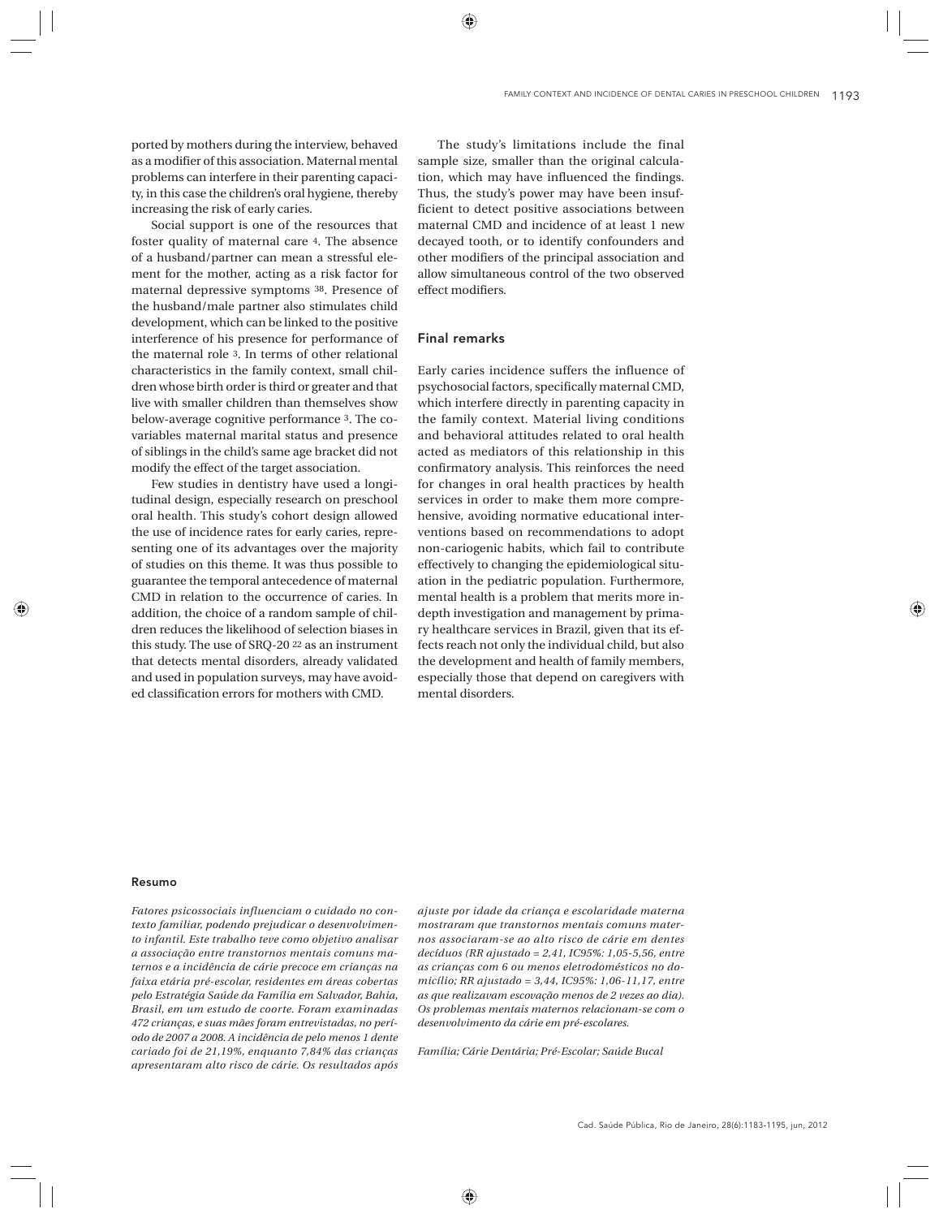ported by mothers during the interview, behaved as a modifier of this association. Maternal mental problems can interfere in their parenting capacity, in this case the children's oral hygiene, thereby increasing the risk of early caries.

Social support is one of the resources that foster quality of maternal care [4]. The absence of a husband/partner can mean a stressful element for the mother, acting as a risk factor for maternal depressive symptoms [38]. Presence of the husband/male partner also stimulates child development, which can be linked to the positive interference of his presence for performance of the maternal role [3]. In terms of other relational characteristics in the family context, small children whose birth order is third or greater and that live with smaller children than themselves show below-average cognitive performance [3]. The co-variables maternal marital status and presence of siblings in the child's same age bracket did not modify the effect of the target association.

Few studies in dentistry have used a longitudinal design, especially research on preschool oral health. This study's cohort design allowed the use of incidence rates for early caries, representing one of its advantages over the majority of studies on this theme. It was thus possible to guarantee the temporal antecedence of maternal CMD in relation to the occurrence of caries. In addition, the choice of a random sample of children reduces the likelihood of selection biases in this study. The use of SRQ-20 [22] as an instrument that detects mental disorders, already validated and used in population surveys, may have avoided classification errors for mothers with CMD.

The study's limitations include the final sample size, smaller than the original calculation, which may have influenced the findings. Thus, the study's power may have been insufficient to detect positive associations between maternal CMD and incidence of at least 1 new decayed tooth, or to identify confounders and other modifiers of the principal association and allow simultaneous control of the two observed effect modifiers.

## Final remarks

Early caries incidence suffers the influence of psychosocial factors, specifically maternal CMD, which interfere directly in parenting capacity in the family context. Material living conditions and behavioral attitudes related to oral health acted as mediators of this relationship in this confirmatory analysis. This reinforces the need for changes in oral health practices by health services in order to make them more comprehensive, avoiding normative educational interventions based on recommendations to adopt non-cariogenic habits, which fail to contribute effectively to changing the epidemiological situation in the pediatric population. Furthermore, mental health is a problem that merits more in-depth investigation and management by primary healthcare services in Brazil, given that its effects reach not only the individual child, but also the development and health of family members, especially those that depend on caregivers with mental disorders.

### Resumo

*Fatores psicossociais influenciam o cuidado no contexto familiar, podendo prejudicar o desenvolvimento infantil. Este trabalho teve como objetivo analisar a associação entre transtornos mentais comuns maternos e a incidência de cárie precoce em crianças na faixa etária pré-escolar, residentes em áreas cobertas pelo Estratégia Saúde da Família em Salvador, Bahia, Brasil, em um estudo de coorte. Foram examinadas 472 crianças, e suas mães foram entrevistadas, no período de 2007 a 2008. A incidência de pelo menos 1 dente cariado foi de 21,19%, enquanto 7,84% das crianças apresentaram alto risco de cárie. Os resultados após ajuste por idade da criança e escolaridade materna mostraram que transtornos mentais comuns maternos associaram-se ao alto risco de cárie em dentes decíduos (RR ajustado = 2,41, IC95%: 1,05-5,56, entre as crianças com 6 ou menos eletrodomésticos no domicílio; RR ajustado = 3,44, IC95%: 1,06-11,17, entre as que realizavam escovação menos de 2 vezes ao dia). Os problemas mentais maternos relacionam-se com o desenvolvimento da cárie em pré-escolares.*

*Família; Cárie Dentária; Pré-Escolar; Saúde Bucal*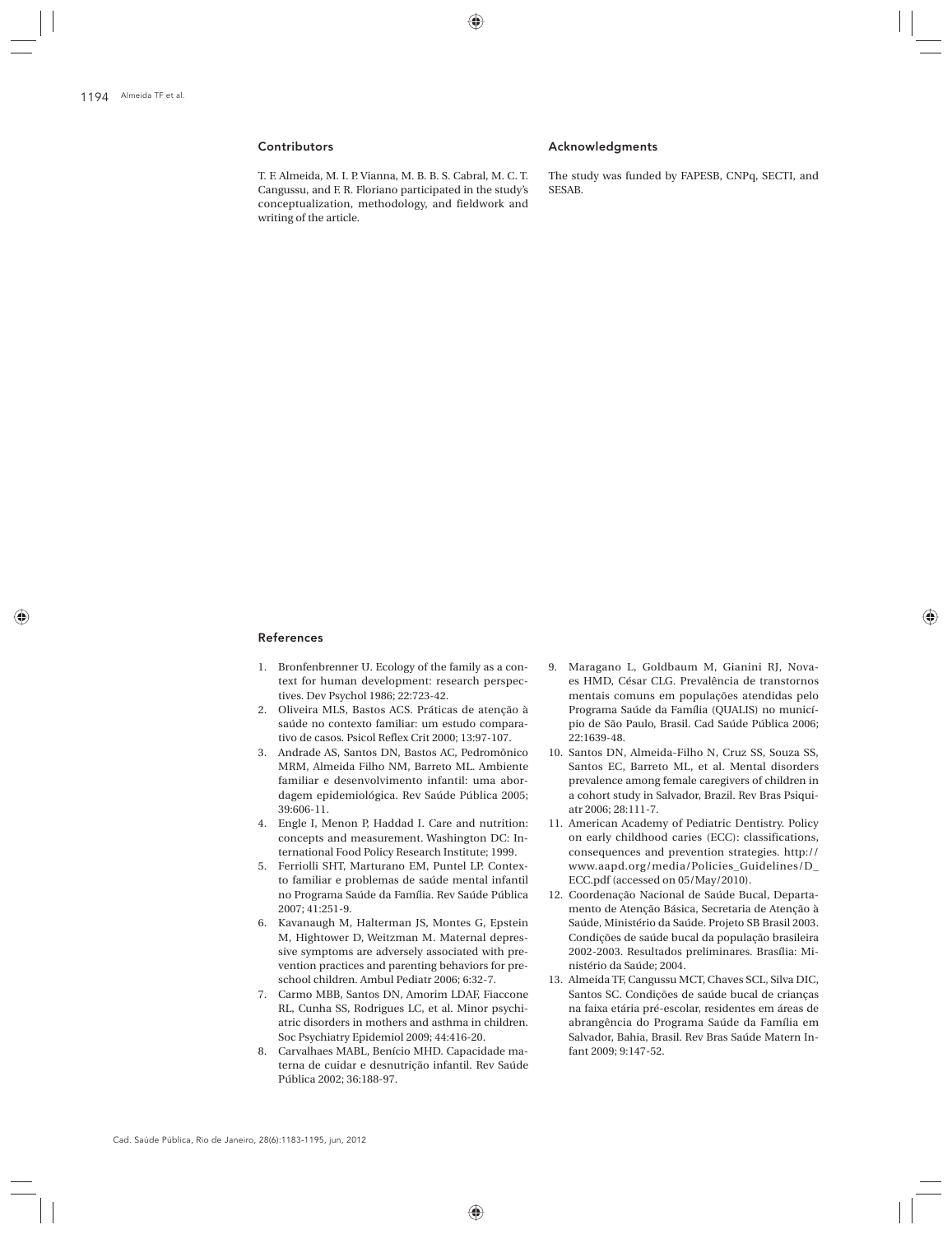## Contributors

T. F. Almeida, M. I. P. Vianna, M. B. B. S. Cabral, M. C. T. Cangussu, and F. R. Floriano participated in the study's conceptualization, methodology, and fieldwork and writing of the article.

## Acknowledgments

The study was funded by FAPESB, CNPq, SECTI, and SESAB.

## References

1. Bronfenbrenner U. Ecology of the family as a context for human development: research perspectives. Dev Psychol 1986; 22:723-42.
2. Oliveira MLS, Bastos ACS. Práticas de atenção à saúde no contexto familiar: um estudo comparativo de casos. Psicol Reflex Crit 2000; 13:97-107.
3. Andrade AS, Santos DN, Bastos AC, Pedromônico MRM, Almeida Filho NM, Barreto ML. Ambiente familiar e desenvolvimento infantil: uma abordagem epidemiológica. Rev Saúde Pública 2005; 39:606-11.
4. Engle I, Menon P, Haddad I. Care and nutrition: concepts and measurement. Washington DC: International Food Policy Research Institute; 1999.
5. Ferriolli SHT, Marturano EM, Puntel LP. Contexto familiar e problemas de saúde mental infantil no Programa Saúde da Família. Rev Saúde Pública 2007; 41:251-9.
6. Kavanaugh M, Halterman JS, Montes G, Epstein M, Hightower D, Weitzman M. Maternal depressive symptoms are adversely associated with prevention practices and parenting behaviors for preschool children. Ambul Pediatr 2006; 6:32-7.
7. Carmo MBB, Santos DN, Amorim LDAF, Fiaccone RL, Cunha SS, Rodrigues LC, et al. Minor psychiatric disorders in mothers and asthma in children. Soc Psychiatry Epidemiol 2009; 44:416-20.
8. Carvalhaes MABL, Benício MHD. Capacidade materna de cuidar e desnutrição infantil. Rev Saúde Pública 2002; 36:188-97.
9. Maragano L, Goldbaum M, Gianini RJ, Novaes HMD, César CLG. Prevalência de transtornos mentais comuns em populações atendidas pelo Programa Saúde da Família (QUALIS) no município de São Paulo, Brasil. Cad Saúde Pública 2006; 22:1639-48.
10. Santos DN, Almeida-Filho N, Cruz SS, Souza SS, Santos EC, Barreto ML, et al. Mental disorders prevalence among female caregivers of children in a cohort study in Salvador, Brazil. Rev Bras Psiquiatr 2006; 28:111-7.
11. American Academy of Pediatric Dentistry. Policy on early childhood caries (ECC): classifications, consequences and prevention strategies. http://www.aapd.org/media/Policies_Guidelines/D_ECC.pdf (accessed on 05/May/2010).
12. Coordenação Nacional de Saúde Bucal, Departamento de Atenção Básica, Secretaria de Atenção à Saúde, Ministério da Saúde. Projeto SB Brasil 2003. Condições de saúde bucal da população brasileira 2002-2003. Resultados preliminares. Brasília: Ministério da Saúde; 2004.
13. Almeida TF, Cangussu MCT, Chaves SCL, Silva DIC, Santos SC. Condições de saúde bucal de crianças na faixa etária pré-escolar, residentes em áreas de abrangência do Programa Saúde da Família em Salvador, Bahia, Brasil. Rev Bras Saúde Matern Infant 2009; 9:147-52.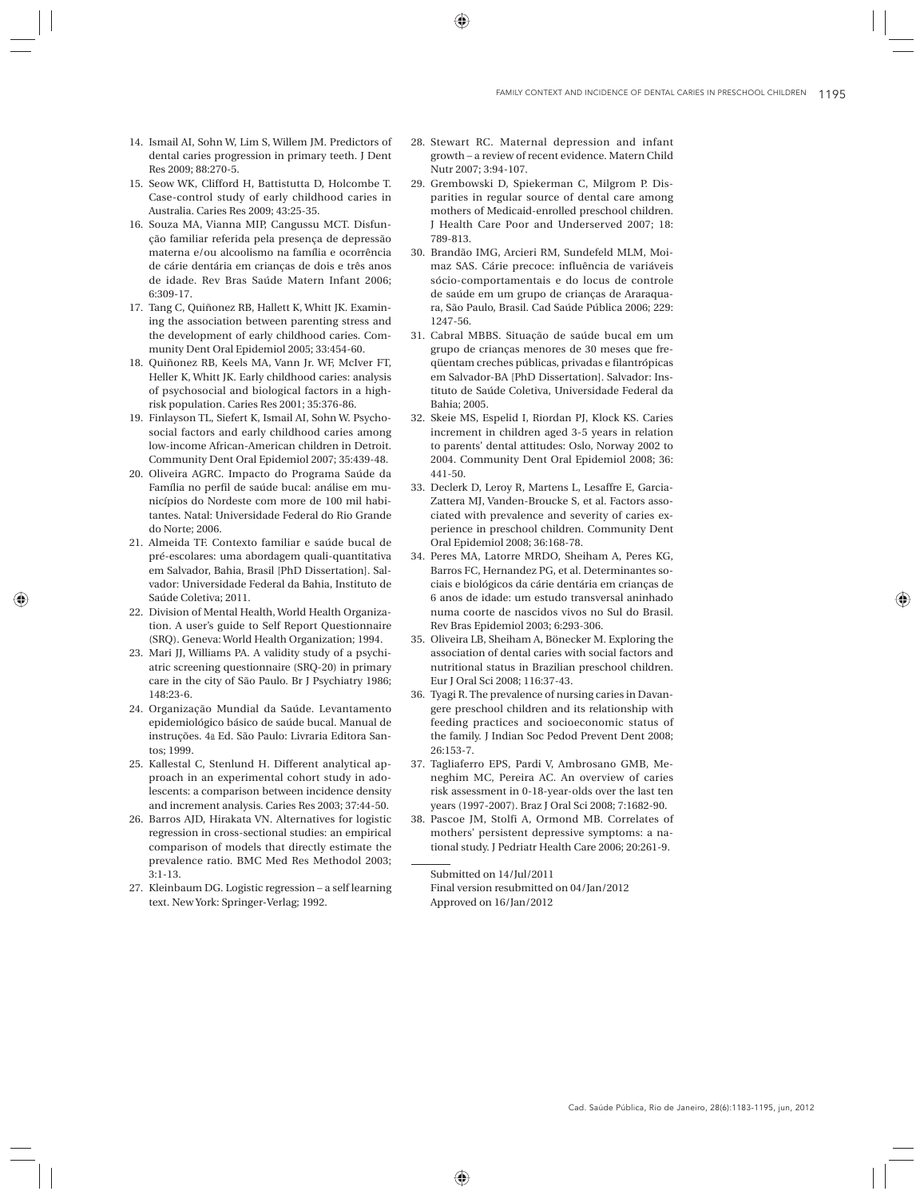14. Ismail AI, Sohn W, Lim S, Willem JM. Predictors of dental caries progression in primary teeth. J Dent Res 2009; 88:270-5.
15. Seow WK, Clifford H, Battistutta D, Holcombe T. Case-control study of early childhood caries in Australia. Caries Res 2009; 43:25-35.
16. Souza MA, Vianna MIP, Cangussu MCT. Disfunção familiar referida pela presença de depressão materna e/ou alcoolismo na família e ocorrência de cárie dentária em crianças de dois e três anos de idade. Rev Bras Saúde Matern Infant 2006; 6:309-17.
17. Tang C, Quiñonez RB, Hallett K, Whitt JK. Examining the association between parenting stress and the development of early childhood caries. Community Dent Oral Epidemiol 2005; 33:454-60.
18. Quiñonez RB, Keels MA, Vann Jr. WF, McIver FT, Heller K, Whitt JK. Early childhood caries: analysis of psychosocial and biological factors in a high-risk population. Caries Res 2001; 35:376-86.
19. Finlayson TL, Siefert K, Ismail AI, Sohn W. Psychosocial factors and early childhood caries among low-income African-American children in Detroit. Community Dent Oral Epidemiol 2007; 35:439-48.
20. Oliveira AGRC. Impacto do Programa Saúde da Família no perfil de saúde bucal: análise em municípios do Nordeste com more de 100 mil habitantes. Natal: Universidade Federal do Rio Grande do Norte; 2006.
21. Almeida TF. Contexto familiar e saúde bucal de pré-escolares: uma abordagem quali-quantitativa em Salvador, Bahia, Brasil [PhD Dissertation]. Salvador: Universidade Federal da Bahia, Instituto de Saúde Coletiva; 2011.
22. Division of Mental Health, World Health Organization. A user's guide to Self Report Questionnaire (SRQ). Geneva: World Health Organization; 1994.
23. Mari JJ, Williams PA. A validity study of a psychiatric screening questionnaire (SRQ-20) in primary care in the city of São Paulo. Br J Psychiatry 1986; 148:23-6.
24. Organização Mundial da Saúde. Levantamento epidemiológico básico de saúde bucal. Manual de instruções. 4ª Ed. São Paulo: Livraria Editora Santos; 1999.
25. Kallestal C, Stenlund H. Different analytical approach in an experimental cohort study in adolescents: a comparison between incidence density and increment analysis. Caries Res 2003; 37:44-50.
26. Barros AJD, Hirakata VN. Alternatives for logistic regression in cross-sectional studies: an empirical comparison of models that directly estimate the prevalence ratio. BMC Med Res Methodol 2003; 3:1-13.
27. Kleinbaum DG. Logistic regression – a self learning text. New York: Springer-Verlag; 1992.
28. Stewart RC. Maternal depression and infant growth – a review of recent evidence. Matern Child Nutr 2007; 3:94-107.
29. Grembowski D, Spiekerman C, Milgrom P. Disparities in regular source of dental care among mothers of Medicaid-enrolled preschool children. J Health Care Poor and Underserved 2007; 18: 789-813.
30. Brandão IMG, Arcieri RM, Sundefeld MLM, Moimaz SAS. Cárie precoce: influência de variáveis sócio-comportamentais e do locus de controle de saúde em um grupo de crianças de Araraquara, São Paulo, Brasil. Cad Saúde Pública 2006; 229: 1247-56.
31. Cabral MBBS. Situação de saúde bucal em um grupo de crianças menores de 30 meses que freqüentam creches públicas, privadas e filantrópicas em Salvador-BA [PhD Dissertation]. Salvador: Instituto de Saúde Coletiva, Universidade Federal da Bahia; 2005.
32. Skeie MS, Espelid I, Riordan PJ, Klock KS. Caries increment in children aged 3-5 years in relation to parents' dental attitudes: Oslo, Norway 2002 to 2004. Community Dent Oral Epidemiol 2008; 36: 441-50.
33. Declerk D, Leroy R, Martens L, Lesaffre E, Garcia-Zattera MJ, Vanden-Broucke S, et al. Factors associated with prevalence and severity of caries experience in preschool children. Community Dent Oral Epidemiol 2008; 36:168-78.
34. Peres MA, Latorre MRDO, Sheiham A, Peres KG, Barros FC, Hernandez PG, et al. Determinantes sociais e biológicos da cárie dentária em crianças de 6 anos de idade: um estudo transversal aninhado numa coorte de nascidos vivos no Sul do Brasil. Rev Bras Epidemiol 2003; 6:293-306.
35. Oliveira LB, Sheiham A, Bönecker M. Exploring the association of dental caries with social factors and nutritional status in Brazilian preschool children. Eur J Oral Sci 2008; 116:37-43.
36. Tyagi R. The prevalence of nursing caries in Davangere preschool children and its relationship with feeding practices and socioeconomic status of the family. J Indian Soc Pedod Prevent Dent 2008; 26:153-7.
37. Tagliaferro EPS, Pardi V, Ambrosano GMB, Meneghim MC, Pereira AC. An overview of caries risk assessment in 0-18-year-olds over the last ten years (1997-2007). Braz J Oral Sci 2008; 7:1682-90.
38. Pascoe JM, Stolfi A, Ormond MB. Correlates of mothers' persistent depressive symptoms: a national study. J Pedriatr Health Care 2006; 20:261-9.

Submitted on 14/Jul/2011
Final version resubmitted on 04/Jan/2012
Approved on 16/Jan/2012